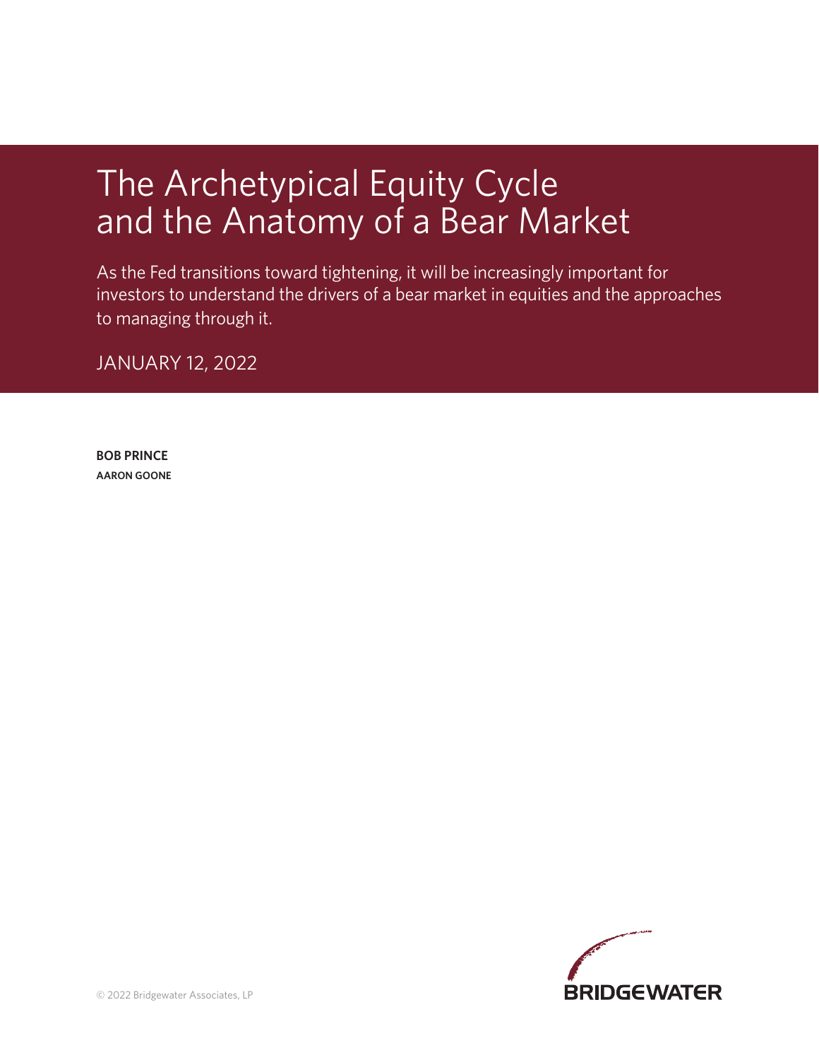# The Archetypical Equity Cycle and the Anatomy of a Bear Market

As the Fed transitions toward tightening, it will be increasingly important for investors to understand the drivers of a bear market in equities and the approaches to managing through it.

JANUARY 12, 2022

**BOB PRINCE**

**AARON GOONE**

© 2022 Bridgewater Associates, LP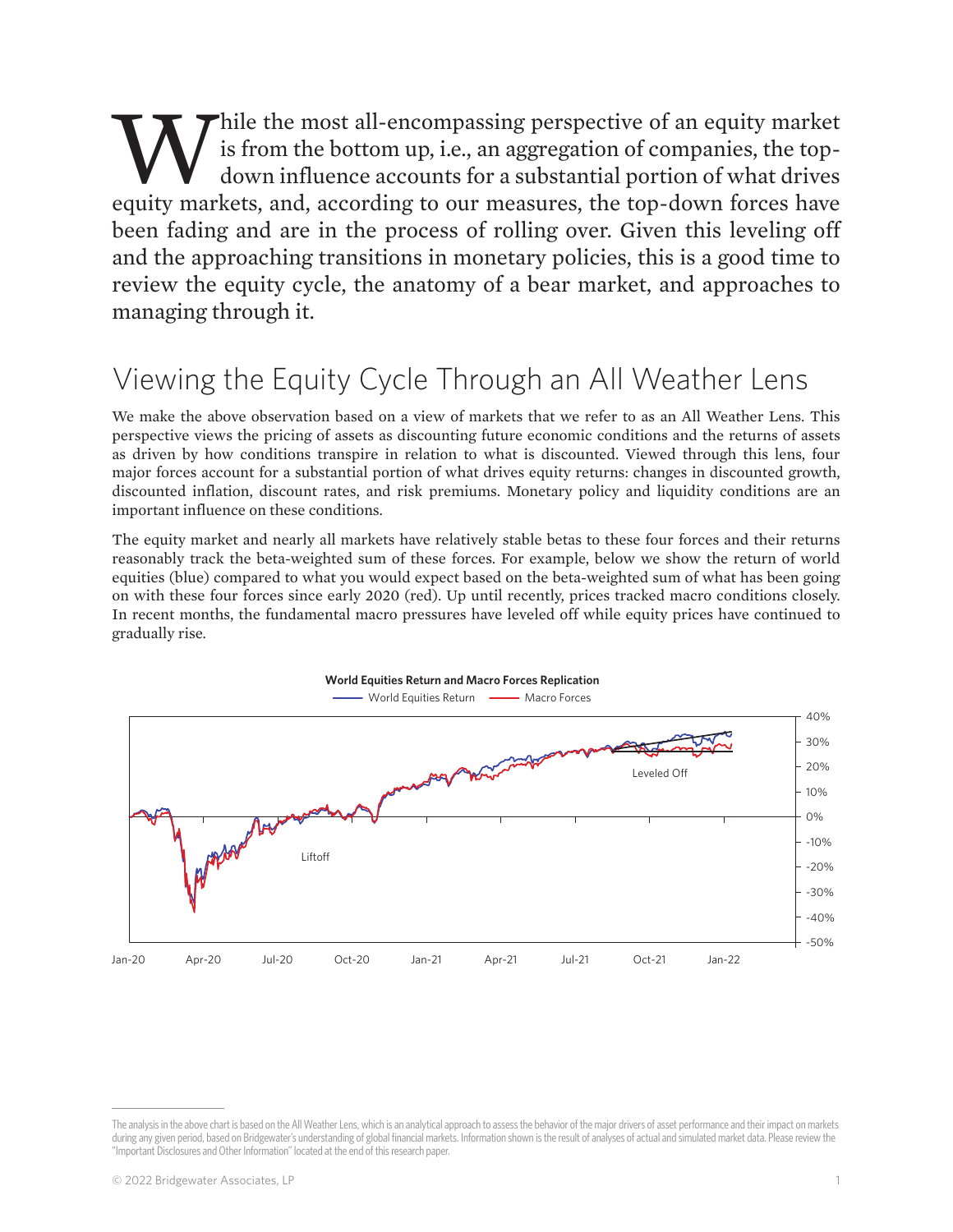While the most all-encompassing perspective of an equity market is from the bottom up, i.e., an aggregation of companies, the top-down influence accounts for a substantial portion of what drives equity markets, and, according to our measures, the top-down forces have been fading and are in the process of rolling over. Given this leveling off and the approaching transitions in monetary policies, this is a good time to review the equity cycle, the anatomy of a bear market, and approaches to managing through it.

## Viewing the Equity Cycle Through an All Weather Lens

We make the above observation based on a view of markets that we refer to as an All Weather Lens. This perspective views the pricing of assets as discounting future economic conditions and the returns of assets as driven by how conditions transpire in relation to what is discounted. Viewed through this lens, four major forces account for a substantial portion of what drives equity returns: changes in discounted growth, discounted inflation, discount rates, and risk premiums. Monetary policy and liquidity conditions are an important influence on these conditions.

The equity market and nearly all markets have relatively stable betas to these four forces and their returns reasonably track the beta-weighted sum of these forces. For example, below we show the return of world equities (blue) compared to what you would expect based on the beta-weighted sum of what has been going on with these four forces since early 2020 (red). Up until recently, prices tracked macro conditions closely. In recent months, the fundamental macro pressures have leveled off while equity prices have continued to gradually rise.

**World Equities Return and Macro Forces Replication**

World Equities Return — Macro Forces

Liftoff

Leveled Off

Jan-20, Apr-20, Jul-20, Oct-20, Jan-21, Apr-21, Jul-21, Oct-21, Jan-22

40%, 30%, 20%, 10%, 0%, -10%, -20%, -30%, -40%, -50%

---

The analysis in the above chart is based on the All Weather Lens, which is an analytical approach to assess the behavior of the major drivers of asset performance and their impact on markets during any given period, based on Bridgewater's understanding of global financial markets. Information shown is the result of analyses of actual and simulated market data. Please review the "Important Disclosures and Other Information" located at the end of this research paper.

© 2022 Bridgewater Associates, LP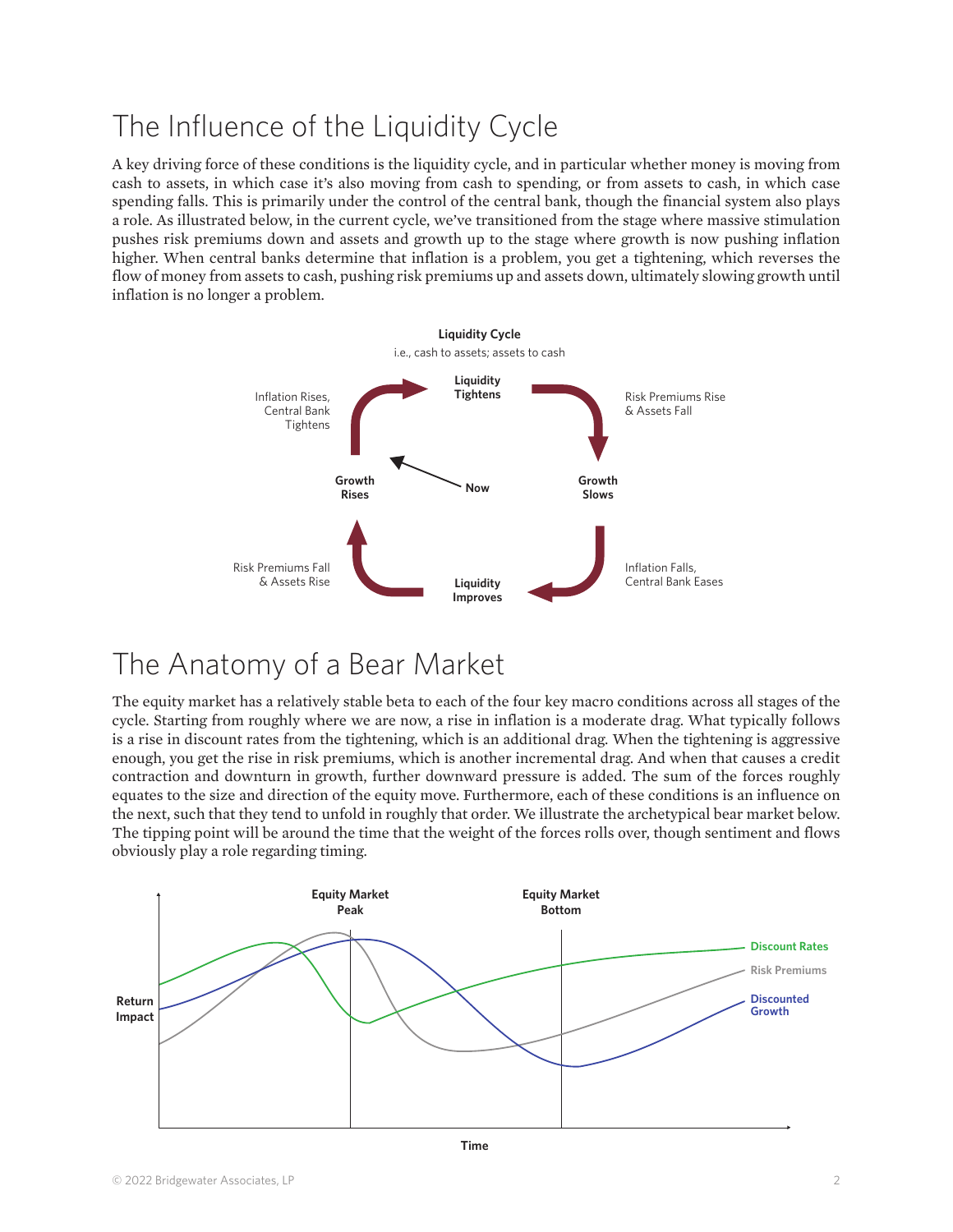# The Influence of the Liquidity Cycle

A key driving force of these conditions is the liquidity cycle, and in particular whether money is moving from cash to assets, in which case it's also moving from cash to spending, or from assets to cash, in which case spending falls. This is primarily under the control of the central bank, though the financial system also plays a role. As illustrated below, in the current cycle, we've transitioned from the stage where massive stimulation pushes risk premiums down and assets and growth up to the stage where growth is now pushing inflation higher. When central banks determine that inflation is a problem, you get a tightening, which reverses the flow of money from assets to cash, pushing risk premiums up and assets down, ultimately slowing growth until inflation is no longer a problem.

# The Anatomy of a Bear Market

The equity market has a relatively stable beta to each of the four key macro conditions across all stages of the cycle. Starting from roughly where we are now, a rise in inflation is a moderate drag. What typically follows is a rise in discount rates from the tightening, which is an additional drag. When the tightening is aggressive enough, you get the rise in risk premiums, which is another incremental drag. And when that causes a credit contraction and downturn in growth, further downward pressure is added. The sum of the forces roughly equates to the size and direction of the equity move. Furthermore, each of these conditions is an influence on the next, such that they tend to unfold in roughly that order. We illustrate the archetypical bear market below. The tipping point will be around the time that the weight of the forces rolls over, though sentiment and flows obviously play a role regarding timing.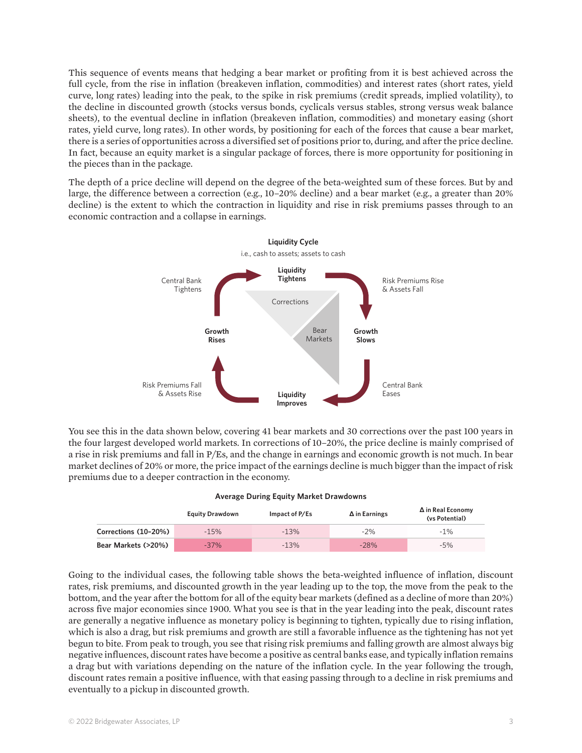This sequence of events means that hedging a bear market or profiting from it is best achieved across the full cycle, from the rise in inflation (breakeven inflation, commodities) and interest rates (short rates, yield curve, long rates) leading into the peak, to the spike in risk premiums (credit spreads, implied volatility), to the decline in discounted growth (stocks versus bonds, cyclicals versus stables, strong versus weak balance sheets), to the eventual decline in inflation (breakeven inflation, commodities) and monetary easing (short rates, yield curve, long rates). In other words, by positioning for each of the forces that cause a bear market, there is a series of opportunities across a diversified set of positions prior to, during, and after the price decline. In fact, because an equity market is a singular package of forces, there is more opportunity for positioning in the pieces than in the package.

The depth of a price decline will depend on the degree of the beta-weighted sum of these forces. But by and large, the difference between a correction (e.g., 10–20% decline) and a bear market (e.g., a greater than 20% decline) is the extent to which the contraction in liquidity and rise in risk premiums passes through to an economic contraction and a collapse in earnings.

**Liquidity Cycle**

i.e., cash to assets; assets to cash

Liquidity Tightens → Risk Premiums Rise & Assets Fall → Growth Slows → Central Bank Eases → Liquidity Improves → Risk Premiums Fall & Assets Rise → Growth Rises → Central Bank Tightens

Corrections

Bear Markets

You see this in the data shown below, covering 41 bear markets and 30 corrections over the past 100 years in the four largest developed world markets. In corrections of 10–20%, the price decline is mainly comprised of a rise in risk premiums and fall in P/Es, and the change in earnings and economic growth is not much. In bear market declines of 20% or more, the price impact of the earnings decline is much bigger than the impact of risk premiums due to a deeper contraction in the economy.

**Average During Equity Market Drawdowns**

| | Equity Drawdown | Impact of P/Es | Δ in Earnings | Δ in Real Economy (vs Potential) |
|---|---|---|---|---|
| Corrections (10–20%) | -15% | -13% | -2% | -1% |
| Bear Markets (>20%) | -37% | -13% | -28% | -5% |

Going to the individual cases, the following table shows the beta-weighted influence of inflation, discount rates, risk premiums, and discounted growth in the year leading up to the top, the move from the peak to the bottom, and the year after the bottom for all of the equity bear markets (defined as a decline of more than 20%) across five major economies since 1900. What you see is that in the year leading into the peak, discount rates are generally a negative influence as monetary policy is beginning to tighten, typically due to rising inflation, which is also a drag, but risk premiums and growth are still a favorable influence as the tightening has not yet begun to bite. From peak to trough, you see that rising risk premiums and falling growth are almost always big negative influences, discount rates have become a positive as central banks ease, and typically inflation remains a drag but with variations depending on the nature of the inflation cycle. In the year following the trough, discount rates remain a positive influence, with that easing passing through to a decline in risk premiums and eventually to a pickup in discounted growth.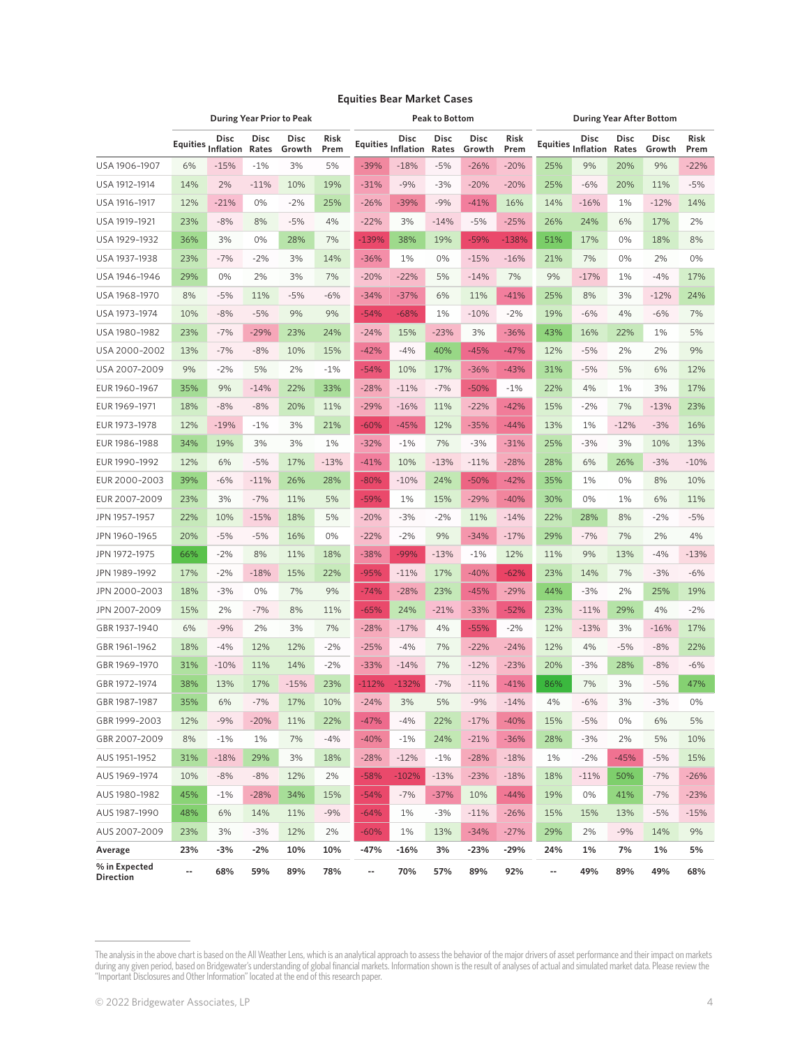## Equities Bear Market Cases

| | During Year Prior to Peak | | | | | Peak to Bottom | | | | | During Year After Bottom | | | | |
|---|---|---|---|---|---|---|---|---|---|---|---|---|---|---|---|
| | Equities | Disc Inflation | Disc Rates | Disc Growth | Risk Prem | Equities | Disc Inflation | Disc Rates | Disc Growth | Risk Prem | Equities | Disc Inflation | Disc Rates | Disc Growth | Risk Prem |
| USA 1906-1907 | 6% | -15% | -1% | 3% | 5% | -39% | -18% | -5% | -26% | -20% | 25% | 9% | 20% | 9% | -22% |
| USA 1912-1914 | 14% | 2% | -11% | 10% | 19% | -31% | -9% | -3% | -20% | -20% | 25% | -6% | 20% | 11% | -5% |
| USA 1916-1917 | 12% | -21% | 0% | -2% | 25% | -26% | -39% | -9% | -41% | 16% | 14% | -16% | 1% | -12% | 14% |
| USA 1919-1921 | 23% | -8% | 8% | -5% | 4% | -22% | 3% | -14% | -5% | -25% | 26% | 24% | 6% | 17% | 2% |
| USA 1929-1932 | 36% | 3% | 0% | 28% | 7% | -139% | 38% | 19% | -59% | -138% | 51% | 17% | 0% | 18% | 8% |
| USA 1937-1938 | 23% | -7% | -2% | 3% | 14% | -36% | 1% | 0% | -15% | -16% | 21% | 7% | 0% | 2% | 0% |
| USA 1946-1946 | 29% | 0% | 2% | 3% | 7% | -20% | -22% | 5% | -14% | 7% | 9% | -17% | 1% | -4% | 17% |
| USA 1968-1970 | 8% | -5% | 11% | -5% | -6% | -34% | -37% | 6% | 11% | -41% | 25% | 8% | 3% | -12% | 24% |
| USA 1973-1974 | 10% | -8% | -5% | 9% | 9% | -54% | -68% | 1% | -10% | -2% | 19% | -6% | 4% | -6% | 7% |
| USA 1980-1982 | 23% | -7% | -29% | 23% | 24% | -24% | 15% | -23% | 3% | -36% | 43% | 16% | 22% | 1% | 5% |
| USA 2000-2002 | 13% | -7% | -8% | 10% | 15% | -42% | -4% | 40% | -45% | -47% | 12% | -5% | 2% | 2% | 9% |
| USA 2007-2009 | 9% | -2% | 5% | 2% | -1% | -54% | 10% | 17% | -36% | -43% | 31% | -5% | 5% | 6% | 12% |
| EUR 1960-1967 | 35% | 9% | -14% | 22% | 33% | -28% | -11% | -7% | -50% | -1% | 22% | 4% | 1% | 3% | 17% |
| EUR 1969-1971 | 18% | -8% | -8% | 20% | 11% | -29% | -16% | 11% | -22% | -42% | 15% | -2% | 7% | -13% | 23% |
| EUR 1973-1978 | 12% | -19% | -1% | 3% | 21% | -60% | -45% | 12% | -35% | -44% | 13% | 1% | -12% | -3% | 16% |
| EUR 1986-1988 | 34% | 19% | 3% | 3% | 1% | -32% | -1% | 7% | -3% | -31% | 25% | -3% | 3% | 10% | 13% |
| EUR 1990-1992 | 12% | 6% | -5% | 17% | -13% | -41% | 10% | -13% | -11% | -28% | 28% | 6% | 26% | -3% | -10% |
| EUR 2000-2003 | 39% | -6% | -11% | 26% | 28% | -80% | -10% | 24% | -50% | -42% | 35% | 1% | 0% | 8% | 10% |
| EUR 2007-2009 | 23% | 3% | -7% | 11% | 5% | -59% | 1% | 15% | -29% | -40% | 30% | 0% | 1% | 6% | 11% |
| JPN 1957-1957 | 22% | 10% | -15% | 18% | 5% | -20% | -3% | -2% | 11% | -14% | 22% | 28% | 8% | -2% | -5% |
| JPN 1960-1965 | 20% | -5% | -5% | 16% | 0% | -22% | -2% | 9% | -34% | -17% | 29% | -7% | 7% | 2% | 4% |
| JPN 1972-1975 | 66% | -2% | 8% | 11% | 18% | -38% | -99% | -13% | -1% | 12% | 11% | 9% | 13% | -4% | -13% |
| JPN 1989-1992 | 17% | -2% | -18% | 15% | 22% | -95% | -11% | 17% | -40% | -62% | 23% | 14% | 7% | -3% | -6% |
| JPN 2000-2003 | 18% | -3% | 0% | 7% | 9% | -74% | -28% | 23% | -45% | -29% | 44% | -3% | 2% | 25% | 19% |
| JPN 2007-2009 | 15% | 2% | -7% | 8% | 11% | -65% | 24% | -21% | -33% | -52% | 23% | -11% | 29% | 4% | -2% |
| GBR 1937-1940 | 6% | -9% | 2% | 3% | 7% | -28% | -17% | 4% | -55% | -2% | 12% | -13% | 3% | -16% | 17% |
| GBR 1961-1962 | 18% | -4% | 12% | 12% | -2% | -25% | -4% | 7% | -22% | -24% | 12% | 4% | -5% | -8% | 22% |
| GBR 1969-1970 | 31% | -10% | 11% | 14% | -2% | -33% | -14% | 7% | -12% | -23% | 20% | -3% | 28% | -8% | -6% |
| GBR 1972-1974 | 38% | 13% | 17% | -15% | 23% | -112% | -132% | -7% | -11% | -41% | 86% | 7% | 3% | -5% | 47% |
| GBR 1987-1987 | 35% | 6% | -7% | 17% | 10% | -24% | 3% | 5% | -9% | -14% | 4% | -6% | 3% | -3% | 0% |
| GBR 1999-2003 | 12% | -9% | -20% | 11% | 22% | -47% | -4% | 22% | -17% | -40% | 15% | -5% | 0% | 6% | 5% |
| GBR 2007-2009 | 8% | -1% | 1% | 7% | -4% | -40% | -1% | 24% | -21% | -36% | 28% | -3% | 2% | 5% | 10% |
| AUS 1951-1952 | 31% | -18% | 29% | 3% | 18% | -28% | -12% | -1% | -28% | -18% | 1% | -2% | -45% | -5% | 15% |
| AUS 1969-1974 | 10% | -8% | -8% | 12% | 2% | -58% | -102% | -13% | -23% | -18% | 18% | -11% | 50% | -7% | -26% |
| AUS 1980-1982 | 45% | -1% | -28% | 34% | 15% | -54% | -7% | -37% | 10% | -44% | 19% | 0% | 41% | -7% | -23% |
| AUS 1987-1990 | 48% | 6% | 14% | 11% | -9% | -64% | 1% | -3% | -11% | -26% | 15% | 15% | 13% | -5% | -15% |
| AUS 2007-2009 | 23% | 3% | -3% | 12% | 2% | -60% | 1% | 13% | -34% | -27% | 29% | 2% | -9% | 14% | 9% |
| **Average** | **23%** | **-3%** | **-2%** | **10%** | **10%** | **-47%** | **-16%** | **3%** | **-23%** | **-29%** | **24%** | **1%** | **7%** | **1%** | **5%** |
| **% in Expected Direction** | **--** | **68%** | **59%** | **89%** | **78%** | **--** | **70%** | **57%** | **89%** | **92%** | **--** | **49%** | **89%** | **49%** | **68%** |

The analysis in the above chart is based on the All Weather Lens, which is an analytical approach to assess the behavior of the major drivers of asset performance and their impact on markets during any given period, based on Bridgewater's understanding of global financial markets. Information shown is the result of analyses of actual and simulated market data. Please review the "Important Disclosures and Other Information" located at the end of this research paper.

© 2022 Bridgewater Associates, LP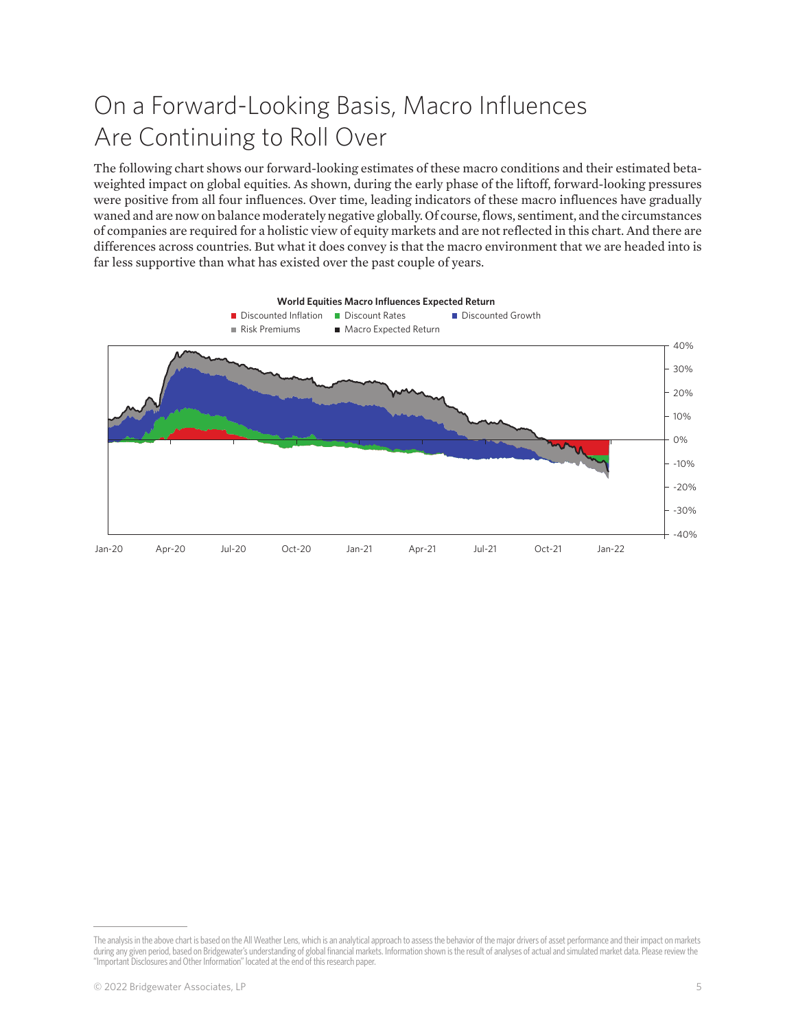# On a Forward-Looking Basis, Macro Influences Are Continuing to Roll Over

The following chart shows our forward-looking estimates of these macro conditions and their estimated beta-weighted impact on global equities. As shown, during the early phase of the liftoff, forward-looking pressures were positive from all four influences. Over time, leading indicators of these macro influences have gradually waned and are now on balance moderately negative globally. Of course, flows, sentiment, and the circumstances of companies are required for a holistic view of equity markets and are not reflected in this chart. And there are differences across countries. But what it does convey is that the macro environment that we are headed into is far less supportive than what has existed over the past couple of years.

**World Equities Macro Influences Expected Return**

Discounted Inflation | Discount Rates | Discounted Growth | Risk Premiums | Macro Expected Return

---

The analysis in the above chart is based on the All Weather Lens, which is an analytical approach to assess the behavior of the major drivers of asset performance and their impact on markets during any given period, based on Bridgewater's understanding of global financial markets. Information shown is the result of analyses of actual and simulated market data. Please review the "Important Disclosures and Other Information" located at the end of this research paper.

© 2022 Bridgewater Associates, LP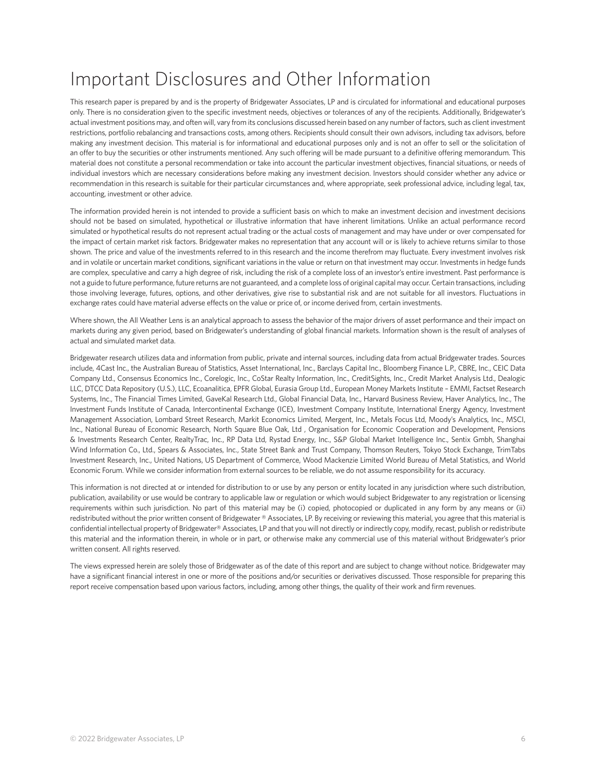# Important Disclosures and Other Information

This research paper is prepared by and is the property of Bridgewater Associates, LP and is circulated for informational and educational purposes only. There is no consideration given to the specific investment needs, objectives or tolerances of any of the recipients. Additionally, Bridgewater's actual investment positions may, and often will, vary from its conclusions discussed herein based on any number of factors, such as client investment restrictions, portfolio rebalancing and transactions costs, among others. Recipients should consult their own advisors, including tax advisors, before making any investment decision. This material is for informational and educational purposes only and is not an offer to sell or the solicitation of an offer to buy the securities or other instruments mentioned. Any such offering will be made pursuant to a definitive offering memorandum. This material does not constitute a personal recommendation or take into account the particular investment objectives, financial situations, or needs of individual investors which are necessary considerations before making any investment decision. Investors should consider whether any advice or recommendation in this research is suitable for their particular circumstances and, where appropriate, seek professional advice, including legal, tax, accounting, investment or other advice.

The information provided herein is not intended to provide a sufficient basis on which to make an investment decision and investment decisions should not be based on simulated, hypothetical or illustrative information that have inherent limitations. Unlike an actual performance record simulated or hypothetical results do not represent actual trading or the actual costs of management and may have under or over compensated for the impact of certain market risk factors. Bridgewater makes no representation that any account will or is likely to achieve returns similar to those shown. The price and value of the investments referred to in this research and the income therefrom may fluctuate. Every investment involves risk and in volatile or uncertain market conditions, significant variations in the value or return on that investment may occur. Investments in hedge funds are complex, speculative and carry a high degree of risk, including the risk of a complete loss of an investor's entire investment. Past performance is not a guide to future performance, future returns are not guaranteed, and a complete loss of original capital may occur. Certain transactions, including those involving leverage, futures, options, and other derivatives, give rise to substantial risk and are not suitable for all investors. Fluctuations in exchange rates could have material adverse effects on the value or price of, or income derived from, certain investments.

Where shown, the All Weather Lens is an analytical approach to assess the behavior of the major drivers of asset performance and their impact on markets during any given period, based on Bridgewater's understanding of global financial markets. Information shown is the result of analyses of actual and simulated market data.

Bridgewater research utilizes data and information from public, private and internal sources, including data from actual Bridgewater trades. Sources include, 4Cast Inc., the Australian Bureau of Statistics, Asset International, Inc., Barclays Capital Inc., Bloomberg Finance L.P., CBRE, Inc., CEIC Data Company Ltd., Consensus Economics Inc., Corelogic, Inc., CoStar Realty Information, Inc., CreditSights, Inc., Credit Market Analysis Ltd., Dealogic LLC, DTCC Data Repository (U.S.), LLC, Ecoanalitica, EPFR Global, Eurasia Group Ltd., European Money Markets Institute – EMMI, Factset Research Systems, Inc., The Financial Times Limited, GaveKal Research Ltd., Global Financial Data, Inc., Harvard Business Review, Haver Analytics, Inc., The Investment Funds Institute of Canada, Intercontinental Exchange (ICE), Investment Company Institute, International Energy Agency, Investment Management Association, Lombard Street Research, Markit Economics Limited, Mergent, Inc., Metals Focus Ltd, Moody's Analytics, Inc., MSCI, Inc., National Bureau of Economic Research, North Square Blue Oak, Ltd , Organisation for Economic Cooperation and Development, Pensions & Investments Research Center, RealtyTrac, Inc., RP Data Ltd, Rystad Energy, Inc., S&P Global Market Intelligence Inc., Sentix Gmbh, Shanghai Wind Information Co., Ltd., Spears & Associates, Inc., State Street Bank and Trust Company, Thomson Reuters, Tokyo Stock Exchange, TrimTabs Investment Research, Inc., United Nations, US Department of Commerce, Wood Mackenzie Limited World Bureau of Metal Statistics, and World Economic Forum. While we consider information from external sources to be reliable, we do not assume responsibility for its accuracy.

This information is not directed at or intended for distribution to or use by any person or entity located in any jurisdiction where such distribution, publication, availability or use would be contrary to applicable law or regulation or which would subject Bridgewater to any registration or licensing requirements within such jurisdiction. No part of this material may be (i) copied, photocopied or duplicated in any form by any means or (ii) redistributed without the prior written consent of Bridgewater ® Associates, LP. By receiving or reviewing this material, you agree that this material is confidential intellectual property of Bridgewater® Associates, LP and that you will not directly or indirectly copy, modify, recast, publish or redistribute this material and the information therein, in whole or in part, or otherwise make any commercial use of this material without Bridgewater's prior written consent. All rights reserved.

The views expressed herein are solely those of Bridgewater as of the date of this report and are subject to change without notice. Bridgewater may have a significant financial interest in one or more of the positions and/or securities or derivatives discussed. Those responsible for preparing this report receive compensation based upon various factors, including, among other things, the quality of their work and firm revenues.

© 2022 Bridgewater Associates, LP